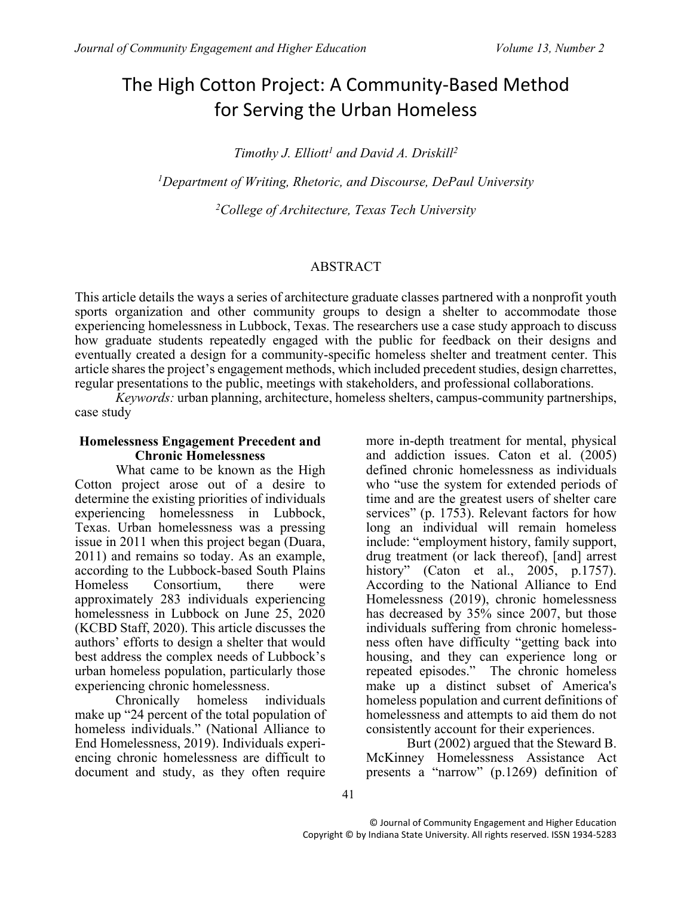# The High Cotton Project: A Community-Based Method for Serving the Urban Homeless

*Timothy J. Elliott[1] and David A. Driskill[2]*

*[1]Department of Writing, Rhetoric, and Discourse, DePaul University*

*[2]College of Architecture, Texas Tech University*

## ABSTRACT

This article details the ways a series of architecture graduate classes partnered with a nonprofit youth sports organization and other community groups to design a shelter to accommodate those experiencing homelessness in Lubbock, Texas. The researchers use a case study approach to discuss how graduate students repeatedly engaged with the public for feedback on their designs and eventually created a design for a community-specific homeless shelter and treatment center. This article shares the project's engagement methods, which included precedent studies, design charrettes, regular presentations to the public, meetings with stakeholders, and professional collaborations.

*Keywords:* urban planning, architecture, homeless shelters, campus-community partnerships, case study

### Homelessness Engagement Precedent and Chronic Homelessness

What came to be known as the High Cotton project arose out of a desire to determine the existing priorities of individuals experiencing homelessness in Lubbock, Texas. Urban homelessness was a pressing issue in 2011 when this project began (Duara, 2011) and remains so today. As an example, according to the Lubbock-based South Plains Homeless Consortium, there were approximately 283 individuals experiencing homelessness in Lubbock on June 25, 2020 (KCBD Staff, 2020). This article discusses the authors' efforts to design a shelter that would best address the complex needs of Lubbock's urban homeless population, particularly those experiencing chronic homelessness.

Chronically homeless individuals make up "24 percent of the total population of homeless individuals." (National Alliance to End Homelessness, 2019). Individuals experiencing chronic homelessness are difficult to document and study, as they often require more in-depth treatment for mental, physical and addiction issues. Caton et al. (2005) defined chronic homelessness as individuals who "use the system for extended periods of time and are the greatest users of shelter care services" (p. 1753). Relevant factors for how long an individual will remain homeless include: "employment history, family support, drug treatment (or lack thereof), [and] arrest history" (Caton et al., 2005, p.1757). According to the National Alliance to End Homelessness (2019), chronic homelessness has decreased by 35% since 2007, but those individuals suffering from chronic homelessness often have difficulty "getting back into housing, and they can experience long or repeated episodes." The chronic homeless make up a distinct subset of America's homeless population and current definitions of homelessness and attempts to aid them do not consistently account for their experiences.

Burt (2002) argued that the Steward B. McKinney Homelessness Assistance Act presents a "narrow" (p.1269) definition of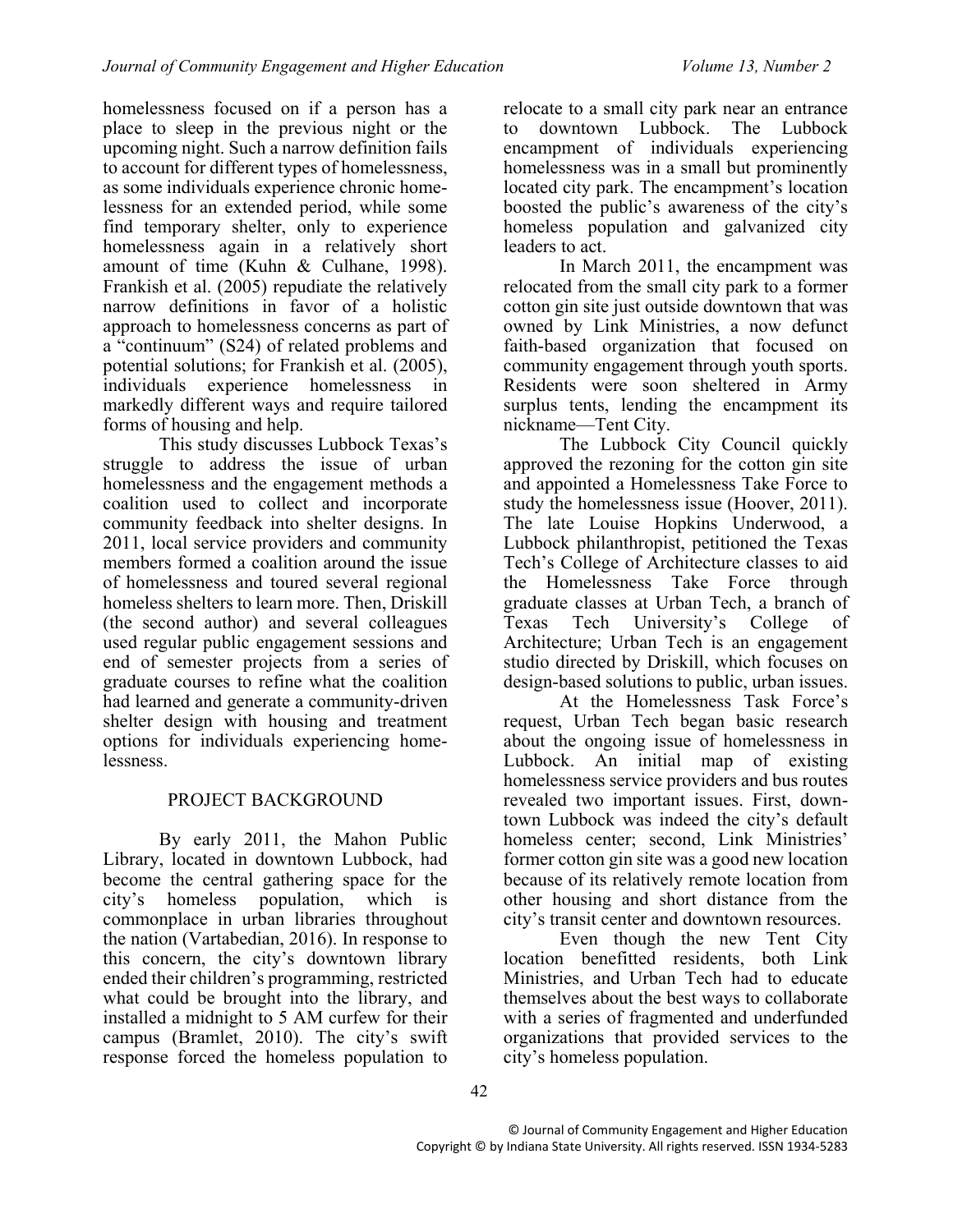homelessness focused on if a person has a place to sleep in the previous night or the upcoming night. Such a narrow definition fails to account for different types of homelessness, as some individuals experience chronic homelessness for an extended period, while some find temporary shelter, only to experience homelessness again in a relatively short amount of time (Kuhn & Culhane, 1998). Frankish et al. (2005) repudiate the relatively narrow definitions in favor of a holistic approach to homelessness concerns as part of a "continuum" (S24) of related problems and potential solutions; for Frankish et al. (2005), individuals experience homelessness in markedly different ways and require tailored forms of housing and help.

This study discusses Lubbock Texas's struggle to address the issue of urban homelessness and the engagement methods a coalition used to collect and incorporate community feedback into shelter designs. In 2011, local service providers and community members formed a coalition around the issue of homelessness and toured several regional homeless shelters to learn more. Then, Driskill (the second author) and several colleagues used regular public engagement sessions and end of semester projects from a series of graduate courses to refine what the coalition had learned and generate a community-driven shelter design with housing and treatment options for individuals experiencing homelessness.

## PROJECT BACKGROUND

By early 2011, the Mahon Public Library, located in downtown Lubbock, had become the central gathering space for the city's homeless population, which is commonplace in urban libraries throughout the nation (Vartabedian, 2016). In response to this concern, the city's downtown library ended their children's programming, restricted what could be brought into the library, and installed a midnight to 5 AM curfew for their campus (Bramlet, 2010). The city's swift response forced the homeless population to relocate to a small city park near an entrance to downtown Lubbock. The Lubbock encampment of individuals experiencing homelessness was in a small but prominently located city park. The encampment's location boosted the public's awareness of the city's homeless population and galvanized city leaders to act.

In March 2011, the encampment was relocated from the small city park to a former cotton gin site just outside downtown that was owned by Link Ministries, a now defunct faith-based organization that focused on community engagement through youth sports. Residents were soon sheltered in Army surplus tents, lending the encampment its nickname—Tent City.

The Lubbock City Council quickly approved the rezoning for the cotton gin site and appointed a Homelessness Take Force to study the homelessness issue (Hoover, 2011). The late Louise Hopkins Underwood, a Lubbock philanthropist, petitioned the Texas Tech's College of Architecture classes to aid the Homelessness Take Force through graduate classes at Urban Tech, a branch of Texas Tech University's College of Architecture; Urban Tech is an engagement studio directed by Driskill, which focuses on design-based solutions to public, urban issues.

At the Homelessness Task Force's request, Urban Tech began basic research about the ongoing issue of homelessness in Lubbock. An initial map of existing homelessness service providers and bus routes revealed two important issues. First, downtown Lubbock was indeed the city's default homeless center; second, Link Ministries' former cotton gin site was a good new location because of its relatively remote location from other housing and short distance from the city's transit center and downtown resources.

Even though the new Tent City location benefitted residents, both Link Ministries, and Urban Tech had to educate themselves about the best ways to collaborate with a series of fragmented and underfunded organizations that provided services to the city's homeless population.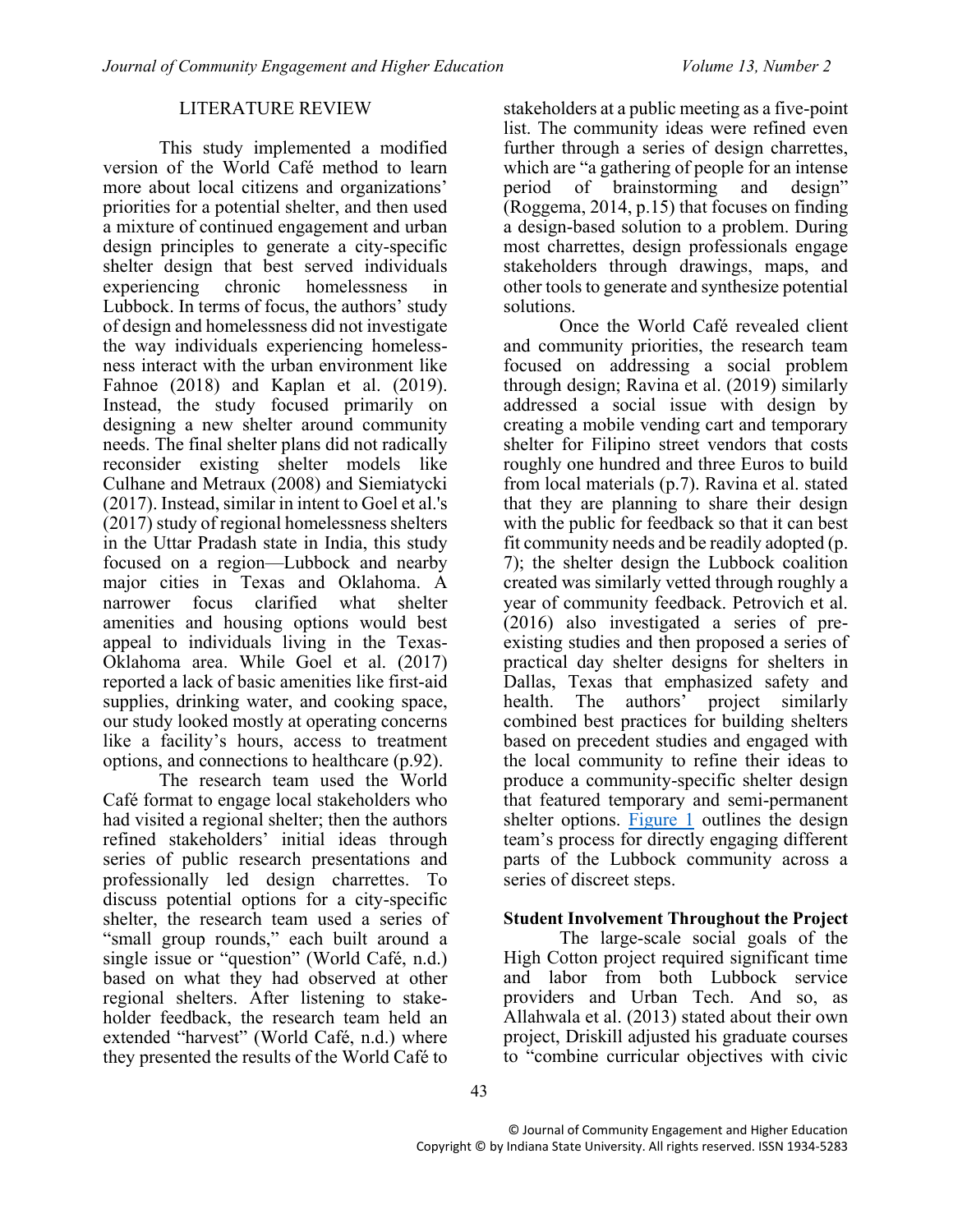## LITERATURE REVIEW

This study implemented a modified version of the World Café method to learn more about local citizens and organizations' priorities for a potential shelter, and then used a mixture of continued engagement and urban design principles to generate a city-specific shelter design that best served individuals experiencing chronic homelessness in Lubbock. In terms of focus, the authors' study of design and homelessness did not investigate the way individuals experiencing homelessness interact with the urban environment like Fahnoe (2018) and Kaplan et al. (2019). Instead, the study focused primarily on designing a new shelter around community needs. The final shelter plans did not radically reconsider existing shelter models like Culhane and Metraux (2008) and Siemiatycki (2017). Instead, similar in intent to Goel et al.'s (2017) study of regional homelessness shelters in the Uttar Pradash state in India, this study focused on a region—Lubbock and nearby major cities in Texas and Oklahoma. A narrower focus clarified what shelter amenities and housing options would best appeal to individuals living in the Texas-Oklahoma area. While Goel et al. (2017) reported a lack of basic amenities like first-aid supplies, drinking water, and cooking space, our study looked mostly at operating concerns like a facility's hours, access to treatment options, and connections to healthcare (p.92).

The research team used the World Café format to engage local stakeholders who had visited a regional shelter; then the authors refined stakeholders' initial ideas through series of public research presentations and professionally led design charrettes. To discuss potential options for a city-specific shelter, the research team used a series of "small group rounds," each built around a single issue or "question" (World Café, n.d.) based on what they had observed at other regional shelters. After listening to stakeholder feedback, the research team held an extended "harvest" (World Café, n.d.) where they presented the results of the World Café to stakeholders at a public meeting as a five-point list. The community ideas were refined even further through a series of design charrettes, which are "a gathering of people for an intense period of brainstorming and design" (Roggema, 2014, p.15) that focuses on finding a design-based solution to a problem. During most charrettes, design professionals engage stakeholders through drawings, maps, and other tools to generate and synthesize potential solutions.

Once the World Café revealed client and community priorities, the research team focused on addressing a social problem through design; Ravina et al. (2019) similarly addressed a social issue with design by creating a mobile vending cart and temporary shelter for Filipino street vendors that costs roughly one hundred and three Euros to build from local materials (p.7). Ravina et al. stated that they are planning to share their design with the public for feedback so that it can best fit community needs and be readily adopted (p. 7); the shelter design the Lubbock coalition created was similarly vetted through roughly a year of community feedback. Petrovich et al. (2016) also investigated a series of pre-existing studies and then proposed a series of practical day shelter designs for shelters in Dallas, Texas that emphasized safety and health. The authors' project similarly combined best practices for building shelters based on precedent studies and engaged with the local community to refine their ideas to produce a community-specific shelter design that featured temporary and semi-permanent shelter options. Figure 1 outlines the design team's process for directly engaging different parts of the Lubbock community across a series of discreet steps.

**Student Involvement Throughout the Project**

The large-scale social goals of the High Cotton project required significant time and labor from both Lubbock service providers and Urban Tech. And so, as Allahwala et al. (2013) stated about their own project, Driskill adjusted his graduate courses to "combine curricular objectives with civic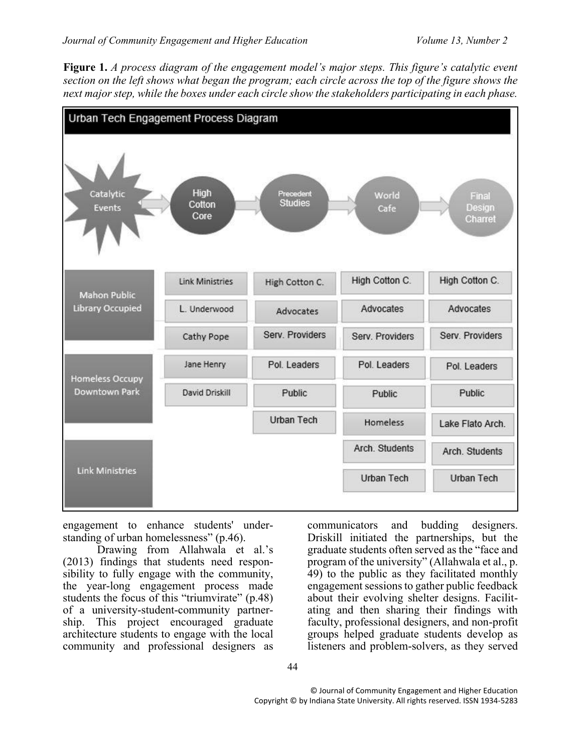**Figure 1.** *A process diagram of the engagement model's major steps. This figure's catalytic event section on the left shows what began the program; each circle across the top of the figure shows the next major step, while the boxes under each circle show the stakeholders participating in each phase.*

engagement to enhance students' understanding of urban homelessness" (p.46).

Drawing from Allahwala et al.'s (2013) findings that students need responsibility to fully engage with the community, the year-long engagement process made students the focus of this "triumvirate" (p.48) of a university-student-community partnership. This project encouraged graduate architecture students to engage with the local community and professional designers as communicators and budding designers. Driskill initiated the partnerships, but the graduate students often served as the "face and program of the university" (Allahwala et al., p. 49) to the public as they facilitated monthly engagement sessions to gather public feedback about their evolving shelter designs. Facilitating and then sharing their findings with faculty, professional designers, and non-profit groups helped graduate students develop as listeners and problem-solvers, as they served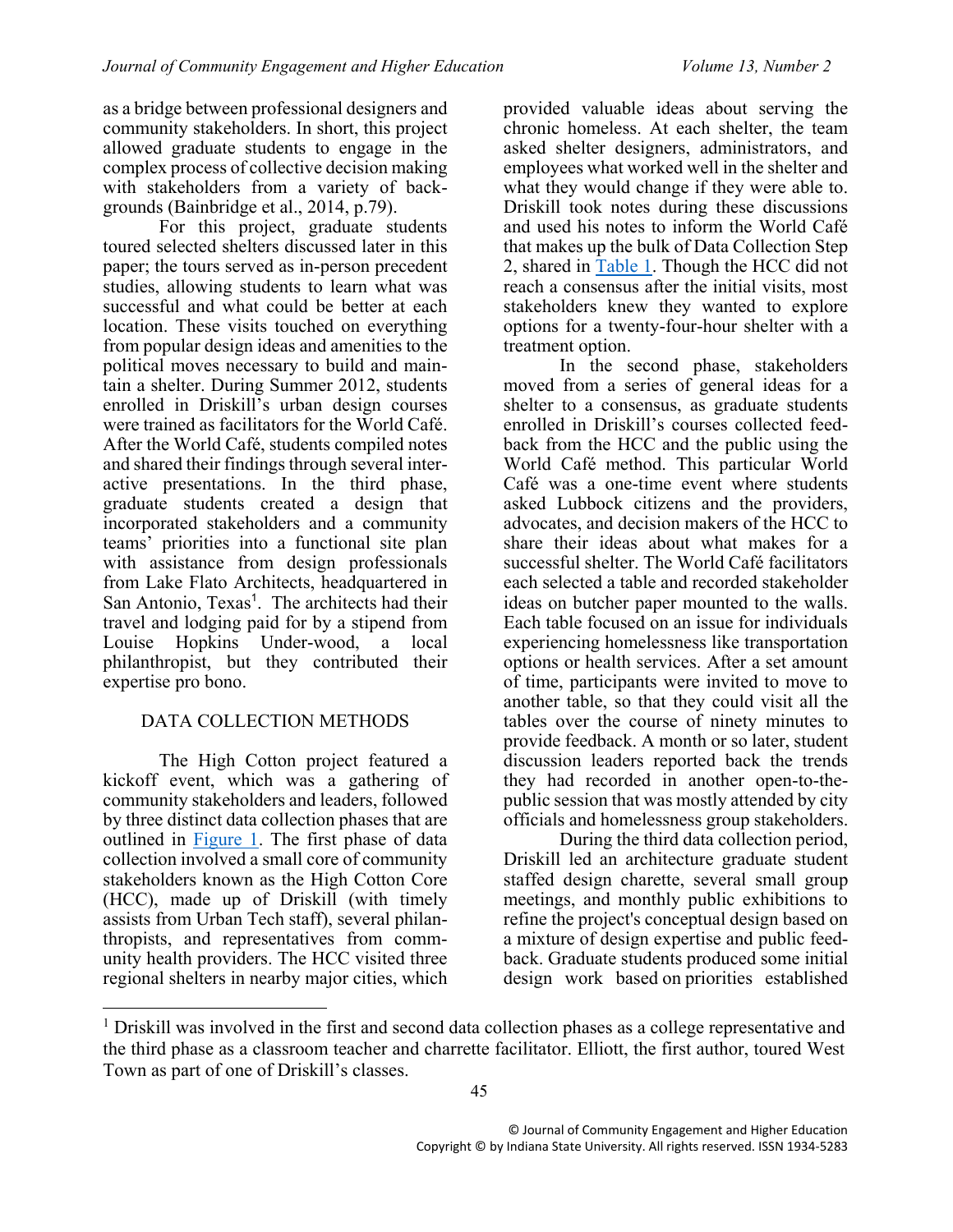as a bridge between professional designers and community stakeholders. In short, this project allowed graduate students to engage in the complex process of collective decision making with stakeholders from a variety of backgrounds (Bainbridge et al., 2014, p.79).

For this project, graduate students toured selected shelters discussed later in this paper; the tours served as in-person precedent studies, allowing students to learn what was successful and what could be better at each location. These visits touched on everything from popular design ideas and amenities to the political moves necessary to build and maintain a shelter. During Summer 2012, students enrolled in Driskill's urban design courses were trained as facilitators for the World Café. After the World Café, students compiled notes and shared their findings through several interactive presentations. In the third phase, graduate students created a design that incorporated stakeholders and a community teams' priorities into a functional site plan with assistance from design professionals from Lake Flato Architects, headquartered in San Antonio, Texas[1]. The architects had their travel and lodging paid for by a stipend from Louise Hopkins Under-wood, a local philanthropist, but they contributed their expertise pro bono.

## DATA COLLECTION METHODS

The High Cotton project featured a kickoff event, which was a gathering of community stakeholders and leaders, followed by three distinct data collection phases that are outlined in Figure 1. The first phase of data collection involved a small core of community stakeholders known as the High Cotton Core (HCC), made up of Driskill (with timely assists from Urban Tech staff), several philanthropists, and representatives from community health providers. The HCC visited three regional shelters in nearby major cities, which provided valuable ideas about serving the chronic homeless. At each shelter, the team asked shelter designers, administrators, and employees what worked well in the shelter and what they would change if they were able to. Driskill took notes during these discussions and used his notes to inform the World Café that makes up the bulk of Data Collection Step 2, shared in Table 1. Though the HCC did not reach a consensus after the initial visits, most stakeholders knew they wanted to explore options for a twenty-four-hour shelter with a treatment option.

In the second phase, stakeholders moved from a series of general ideas for a shelter to a consensus, as graduate students enrolled in Driskill's courses collected feedback from the HCC and the public using the World Café method. This particular World Café was a one-time event where students asked Lubbock citizens and the providers, advocates, and decision makers of the HCC to share their ideas about what makes for a successful shelter. The World Café facilitators each selected a table and recorded stakeholder ideas on butcher paper mounted to the walls. Each table focused on an issue for individuals experiencing homelessness like transportation options or health services. After a set amount of time, participants were invited to move to another table, so that they could visit all the tables over the course of ninety minutes to provide feedback. A month or so later, student discussion leaders reported back the trends they had recorded in another open-to-the-public session that was mostly attended by city officials and homelessness group stakeholders.

During the third data collection period, Driskill led an architecture graduate student staffed design charette, several small group meetings, and monthly public exhibitions to refine the project's conceptual design based on a mixture of design expertise and public feedback. Graduate students produced some initial design work based on priorities established

[1] Driskill was involved in the first and second data collection phases as a college representative and the third phase as a classroom teacher and charrette facilitator. Elliott, the first author, toured West Town as part of one of Driskill's classes.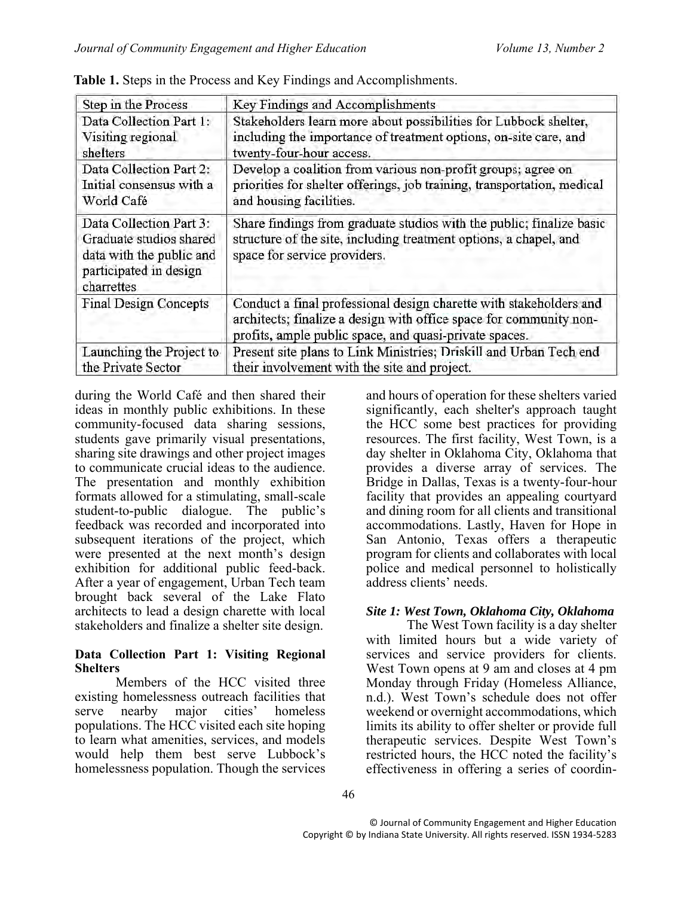**Table 1.** Steps in the Process and Key Findings and Accomplishments.

| Step in the Process | Key Findings and Accomplishments |
|---|---|
| Data Collection Part 1: Visiting regional shelters | Stakeholders learn more about possibilities for Lubbock shelter, including the importance of treatment options, on-site care, and twenty-four-hour access. |
| Data Collection Part 2: Initial consensus with a World Café | Develop a coalition from various non-profit groups; agree on priorities for shelter offerings, job training, transportation, medical and housing facilities. |
| Data Collection Part 3: Graduate studios shared data with the public and participated in design charrettes | Share findings from graduate studios with the public; finalize basic structure of the site, including treatment options, a chapel, and space for service providers. |
| Final Design Concepts | Conduct a final professional design charette with stakeholders and architects; finalize a design with office space for community non-profits, ample public space, and quasi-private spaces. |
| Launching the Project to the Private Sector | Present site plans to Link Ministries; Driskill and Urban Tech end their involvement with the site and project. |

during the World Café and then shared their ideas in monthly public exhibitions. In these community-focused data sharing sessions, students gave primarily visual presentations, sharing site drawings and other project images to communicate crucial ideas to the audience. The presentation and monthly exhibition formats allowed for a stimulating, small-scale student-to-public dialogue. The public's feedback was recorded and incorporated into subsequent iterations of the project, which were presented at the next month's design exhibition for additional public feed-back. After a year of engagement, Urban Tech team brought back several of the Lake Flato architects to lead a design charette with local stakeholders and finalize a shelter site design.

**Data Collection Part 1: Visiting Regional Shelters**

Members of the HCC visited three existing homelessness outreach facilities that serve nearby major cities' homeless populations. The HCC visited each site hoping to learn what amenities, services, and models would help them best serve Lubbock's homelessness population. Though the services and hours of operation for these shelters varied significantly, each shelter's approach taught the HCC some best practices for providing resources. The first facility, West Town, is a day shelter in Oklahoma City, Oklahoma that provides a diverse array of services. The Bridge in Dallas, Texas is a twenty-four-hour facility that provides an appealing courtyard and dining room for all clients and transitional accommodations. Lastly, Haven for Hope in San Antonio, Texas offers a therapeutic program for clients and collaborates with local police and medical personnel to holistically address clients' needs.

***Site 1: West Town, Oklahoma City, Oklahoma***

The West Town facility is a day shelter with limited hours but a wide variety of services and service providers for clients. West Town opens at 9 am and closes at 4 pm Monday through Friday (Homeless Alliance, n.d.). West Town's schedule does not offer weekend or overnight accommodations, which limits its ability to offer shelter or provide full therapeutic services. Despite West Town's restricted hours, the HCC noted the facility's effectiveness in offering a series of coordin-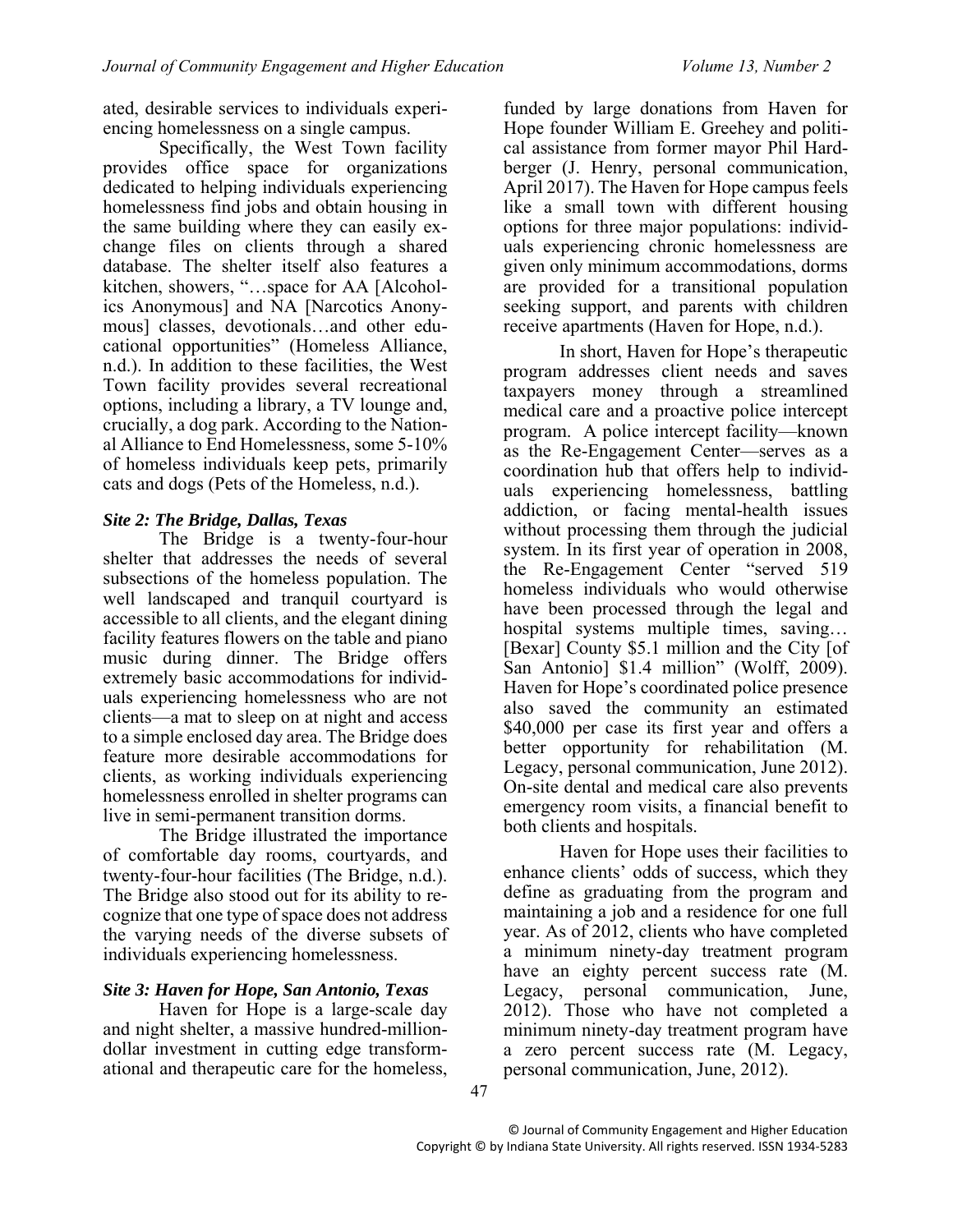ated, desirable services to individuals experiencing homelessness on a single campus.

Specifically, the West Town facility provides office space for organizations dedicated to helping individuals experiencing homelessness find jobs and obtain housing in the same building where they can easily exchange files on clients through a shared database. The shelter itself also features a kitchen, showers, "…space for AA [Alcoholics Anonymous] and NA [Narcotics Anonymous] classes, devotionals…and other educational opportunities" (Homeless Alliance, n.d.). In addition to these facilities, the West Town facility provides several recreational options, including a library, a TV lounge and, crucially, a dog park. According to the National Alliance to End Homelessness, some 5-10% of homeless individuals keep pets, primarily cats and dogs (Pets of the Homeless, n.d.).

***Site 2: The Bridge, Dallas, Texas***

The Bridge is a twenty-four-hour shelter that addresses the needs of several subsections of the homeless population. The well landscaped and tranquil courtyard is accessible to all clients, and the elegant dining facility features flowers on the table and piano music during dinner. The Bridge offers extremely basic accommodations for individuals experiencing homelessness who are not clients—a mat to sleep on at night and access to a simple enclosed day area. The Bridge does feature more desirable accommodations for clients, as working individuals experiencing homelessness enrolled in shelter programs can live in semi-permanent transition dorms.

The Bridge illustrated the importance of comfortable day rooms, courtyards, and twenty-four-hour facilities (The Bridge, n.d.). The Bridge also stood out for its ability to recognize that one type of space does not address the varying needs of the diverse subsets of individuals experiencing homelessness.

***Site 3: Haven for Hope, San Antonio, Texas***

Haven for Hope is a large-scale day and night shelter, a massive hundred-million-dollar investment in cutting edge transformational and therapeutic care for the homeless, funded by large donations from Haven for Hope founder William E. Greehey and political assistance from former mayor Phil Hardberger (J. Henry, personal communication, April 2017). The Haven for Hope campus feels like a small town with different housing options for three major populations: individuals experiencing chronic homelessness are given only minimum accommodations, dorms are provided for a transitional population seeking support, and parents with children receive apartments (Haven for Hope, n.d.).

In short, Haven for Hope's therapeutic program addresses client needs and saves taxpayers money through a streamlined medical care and a proactive police intercept program. A police intercept facility—known as the Re-Engagement Center—serves as a coordination hub that offers help to individuals experiencing homelessness, battling addiction, or facing mental-health issues without processing them through the judicial system. In its first year of operation in 2008, the Re-Engagement Center "served 519 homeless individuals who would otherwise have been processed through the legal and hospital systems multiple times, saving… [Bexar] County $5.1 million and the City [of San Antonio] $1.4 million" (Wolff, 2009). Haven for Hope's coordinated police presence also saved the community an estimated $40,000 per case its first year and offers a better opportunity for rehabilitation (M. Legacy, personal communication, June 2012). On-site dental and medical care also prevents emergency room visits, a financial benefit to both clients and hospitals.

Haven for Hope uses their facilities to enhance clients' odds of success, which they define as graduating from the program and maintaining a job and a residence for one full year. As of 2012, clients who have completed a minimum ninety-day treatment program have an eighty percent success rate (M. Legacy, personal communication, June, 2012). Those who have not completed a minimum ninety-day treatment program have a zero percent success rate (M. Legacy, personal communication, June, 2012).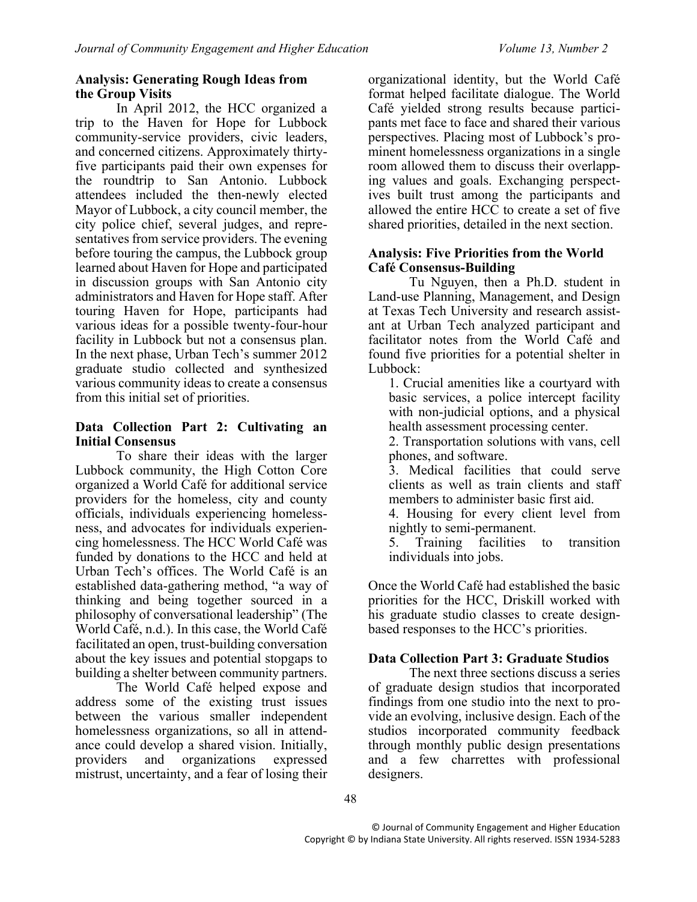### Analysis: Generating Rough Ideas from the Group Visits

In April 2012, the HCC organized a trip to the Haven for Hope for Lubbock community-service providers, civic leaders, and concerned citizens. Approximately thirty-five participants paid their own expenses for the roundtrip to San Antonio. Lubbock attendees included the then-newly elected Mayor of Lubbock, a city council member, the city police chief, several judges, and representatives from service providers. The evening before touring the campus, the Lubbock group learned about Haven for Hope and participated in discussion groups with San Antonio city administrators and Haven for Hope staff. After touring Haven for Hope, participants had various ideas for a possible twenty-four-hour facility in Lubbock but not a consensus plan. In the next phase, Urban Tech's summer 2012 graduate studio collected and synthesized various community ideas to create a consensus from this initial set of priorities.

### Data Collection Part 2: Cultivating an Initial Consensus

To share their ideas with the larger Lubbock community, the High Cotton Core organized a World Café for additional service providers for the homeless, city and county officials, individuals experiencing homelessness, and advocates for individuals experiencing homelessness. The HCC World Café was funded by donations to the HCC and held at Urban Tech's offices. The World Café is an established data-gathering method, "a way of thinking and being together sourced in a philosophy of conversational leadership" (The World Café, n.d.). In this case, the World Café facilitated an open, trust-building conversation about the key issues and potential stopgaps to building a shelter between community partners.

The World Café helped expose and address some of the existing trust issues between the various smaller independent homelessness organizations, so all in attendance could develop a shared vision. Initially, providers and organizations expressed mistrust, uncertainty, and a fear of losing their organizational identity, but the World Café format helped facilitate dialogue. The World Café yielded strong results because participants met face to face and shared their various perspectives. Placing most of Lubbock's prominent homelessness organizations in a single room allowed them to discuss their overlapping values and goals. Exchanging perspectives built trust among the participants and allowed the entire HCC to create a set of five shared priorities, detailed in the next section.

### Analysis: Five Priorities from the World Café Consensus-Building

Tu Nguyen, then a Ph.D. student in Land-use Planning, Management, and Design at Texas Tech University and research assistant at Urban Tech analyzed participant and facilitator notes from the World Café and found five priorities for a potential shelter in Lubbock:

1. Crucial amenities like a courtyard with basic services, a police intercept facility with non-judicial options, and a physical health assessment processing center.
2. Transportation solutions with vans, cell phones, and software.
3. Medical facilities that could serve clients as well as train clients and staff members to administer basic first aid.
4. Housing for every client level from nightly to semi-permanent.
5. Training facilities to transition individuals into jobs.

Once the World Café had established the basic priorities for the HCC, Driskill worked with his graduate studio classes to create design-based responses to the HCC's priorities.

### Data Collection Part 3: Graduate Studios

The next three sections discuss a series of graduate design studios that incorporated findings from one studio into the next to provide an evolving, inclusive design. Each of the studios incorporated community feedback through monthly public design presentations and a few charrettes with professional designers.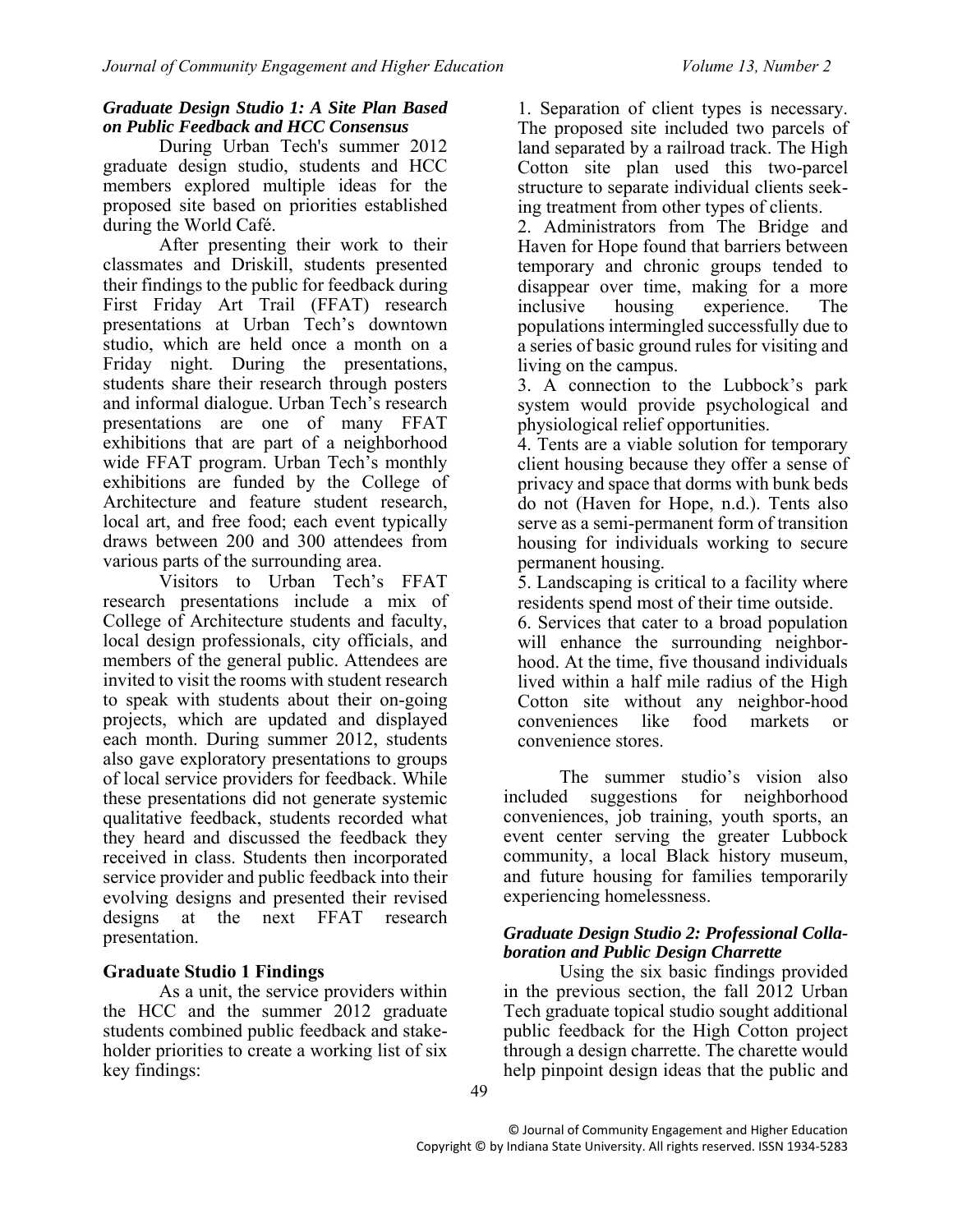### *Graduate Design Studio 1: A Site Plan Based on Public Feedback and HCC Consensus*

During Urban Tech's summer 2012 graduate design studio, students and HCC members explored multiple ideas for the proposed site based on priorities established during the World Café.

After presenting their work to their classmates and Driskill, students presented their findings to the public for feedback during First Friday Art Trail (FFAT) research presentations at Urban Tech's downtown studio, which are held once a month on a Friday night. During the presentations, students share their research through posters and informal dialogue. Urban Tech's research presentations are one of many FFAT exhibitions that are part of a neighborhood wide FFAT program. Urban Tech's monthly exhibitions are funded by the College of Architecture and feature student research, local art, and free food; each event typically draws between 200 and 300 attendees from various parts of the surrounding area.

Visitors to Urban Tech's FFAT research presentations include a mix of College of Architecture students and faculty, local design professionals, city officials, and members of the general public. Attendees are invited to visit the rooms with student research to speak with students about their on-going projects, which are updated and displayed each month. During summer 2012, students also gave exploratory presentations to groups of local service providers for feedback. While these presentations did not generate systemic qualitative feedback, students recorded what they heard and discussed the feedback they received in class. Students then incorporated service provider and public feedback into their evolving designs and presented their revised designs at the next FFAT research presentation.

### Graduate Studio 1 Findings

As a unit, the service providers within the HCC and the summer 2012 graduate students combined public feedback and stakeholder priorities to create a working list of six key findings:

1. Separation of client types is necessary. The proposed site included two parcels of land separated by a railroad track. The High Cotton site plan used this two-parcel structure to separate individual clients seeking treatment from other types of clients.
2. Administrators from The Bridge and Haven for Hope found that barriers between temporary and chronic groups tended to disappear over time, making for a more inclusive housing experience. The populations intermingled successfully due to a series of basic ground rules for visiting and living on the campus.
3. A connection to the Lubbock's park system would provide psychological and physiological relief opportunities.
4. Tents are a viable solution for temporary client housing because they offer a sense of privacy and space that dorms with bunk beds do not (Haven for Hope, n.d.). Tents also serve as a semi-permanent form of transition housing for individuals working to secure permanent housing.
5. Landscaping is critical to a facility where residents spend most of their time outside.
6. Services that cater to a broad population will enhance the surrounding neighborhood. At the time, five thousand individuals lived within a half mile radius of the High Cotton site without any neighbor-hood conveniences like food markets or convenience stores.

The summer studio's vision also included suggestions for neighborhood conveniences, job training, youth sports, an event center serving the greater Lubbock community, a local Black history museum, and future housing for families temporarily experiencing homelessness.

### *Graduate Design Studio 2: Professional Collaboration and Public Design Charrette*

Using the six basic findings provided in the previous section, the fall 2012 Urban Tech graduate topical studio sought additional public feedback for the High Cotton project through a design charrette. The charette would help pinpoint design ideas that the public and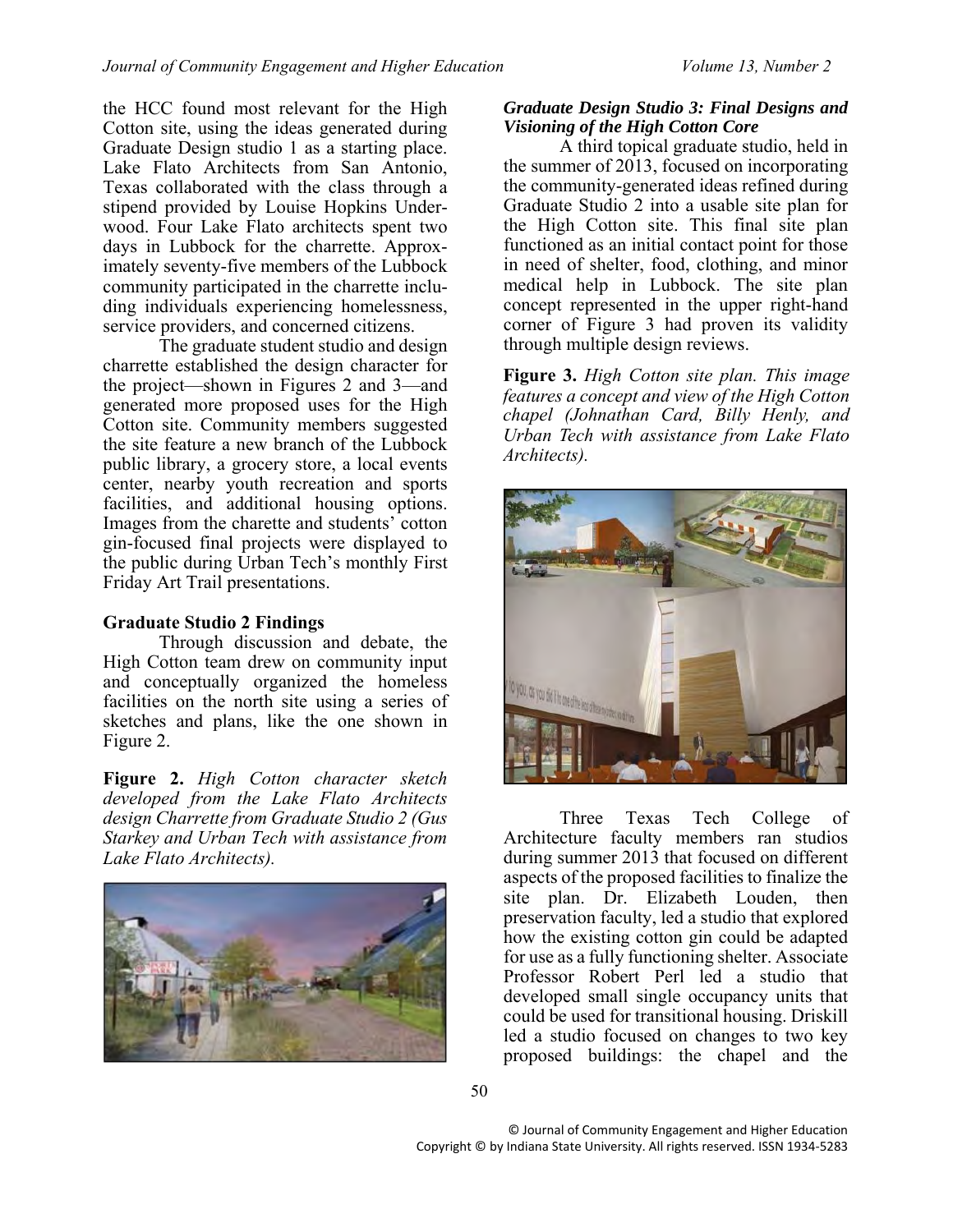the HCC found most relevant for the High Cotton site, using the ideas generated during Graduate Design studio 1 as a starting place. Lake Flato Architects from San Antonio, Texas collaborated with the class through a stipend provided by Louise Hopkins Underwood. Four Lake Flato architects spent two days in Lubbock for the charrette. Approximately seventy-five members of the Lubbock community participated in the charrette including individuals experiencing homelessness, service providers, and concerned citizens.

The graduate student studio and design charrette established the design character for the project—shown in Figures 2 and 3—and generated more proposed uses for the High Cotton site. Community members suggested the site feature a new branch of the Lubbock public library, a grocery store, a local events center, nearby youth recreation and sports facilities, and additional housing options. Images from the charette and students' cotton gin-focused final projects were displayed to the public during Urban Tech's monthly First Friday Art Trail presentations.

### Graduate Studio 2 Findings

Through discussion and debate, the High Cotton team drew on community input and conceptually organized the homeless facilities on the north site using a series of sketches and plans, like the one shown in Figure 2.

**Figure 2.** *High Cotton character sketch developed from the Lake Flato Architects design Charrette from Graduate Studio 2 (Gus Starkey and Urban Tech with assistance from Lake Flato Architects).*

### *Graduate Design Studio 3: Final Designs and Visioning of the High Cotton Core*

A third topical graduate studio, held in the summer of 2013, focused on incorporating the community-generated ideas refined during Graduate Studio 2 into a usable site plan for the High Cotton site. This final site plan functioned as an initial contact point for those in need of shelter, food, clothing, and minor medical help in Lubbock. The site plan concept represented in the upper right-hand corner of Figure 3 had proven its validity through multiple design reviews.

**Figure 3.** *High Cotton site plan. This image features a concept and view of the High Cotton chapel (Johnathan Card, Billy Henly, and Urban Tech with assistance from Lake Flato Architects).*

Three Texas Tech College of Architecture faculty members ran studios during summer 2013 that focused on different aspects of the proposed facilities to finalize the site plan. Dr. Elizabeth Louden, then preservation faculty, led a studio that explored how the existing cotton gin could be adapted for use as a fully functioning shelter. Associate Professor Robert Perl led a studio that developed small single occupancy units that could be used for transitional housing. Driskill led a studio focused on changes to two key proposed buildings: the chapel and the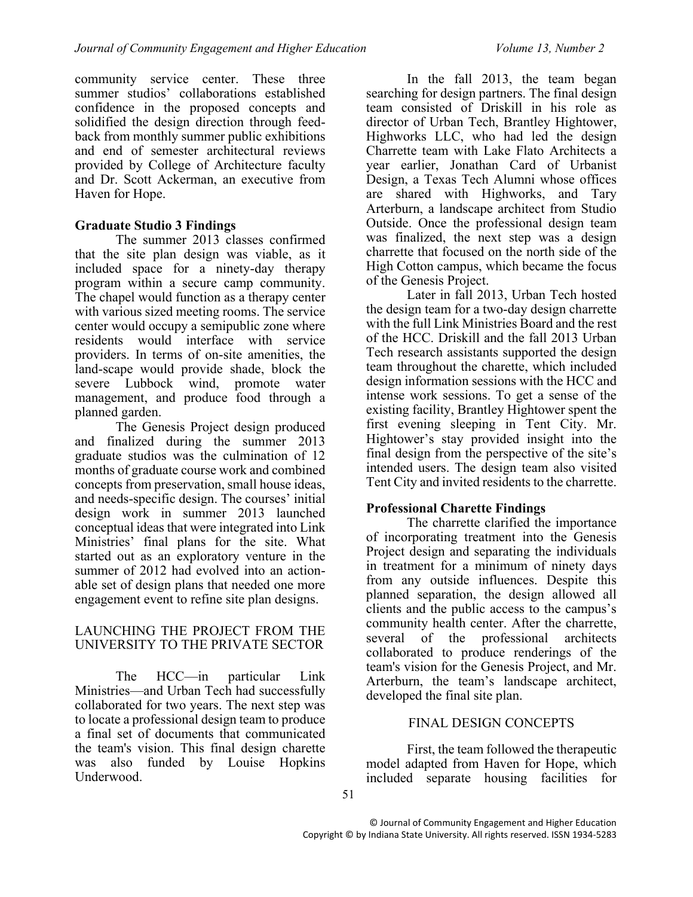community service center. These three summer studios' collaborations established confidence in the proposed concepts and solidified the design direction through feedback from monthly summer public exhibitions and end of semester architectural reviews provided by College of Architecture faculty and Dr. Scott Ackerman, an executive from Haven for Hope.

### Graduate Studio 3 Findings

The summer 2013 classes confirmed that the site plan design was viable, as it included space for a ninety-day therapy program within a secure camp community. The chapel would function as a therapy center with various sized meeting rooms. The service center would occupy a semipublic zone where residents would interface with service providers. In terms of on-site amenities, the land-scape would provide shade, block the severe Lubbock wind, promote water management, and produce food through a planned garden.

The Genesis Project design produced and finalized during the summer 2013 graduate studios was the culmination of 12 months of graduate course work and combined concepts from preservation, small house ideas, and needs-specific design. The courses' initial design work in summer 2013 launched conceptual ideas that were integrated into Link Ministries' final plans for the site. What started out as an exploratory venture in the summer of 2012 had evolved into an action-able set of design plans that needed one more engagement event to refine site plan designs.

## LAUNCHING THE PROJECT FROM THE UNIVERSITY TO THE PRIVATE SECTOR

The HCC—in particular Link Ministries—and Urban Tech had successfully collaborated for two years. The next step was to locate a professional design team to produce a final set of documents that communicated the team's vision. This final design charette was also funded by Louise Hopkins Underwood.

In the fall 2013, the team began searching for design partners. The final design team consisted of Driskill in his role as director of Urban Tech, Brantley Hightower, Highworks LLC, who had led the design Charrette team with Lake Flato Architects a year earlier, Jonathan Card of Urbanist Design, a Texas Tech Alumni whose offices are shared with Highworks, and Tary Arterburn, a landscape architect from Studio Outside. Once the professional design team was finalized, the next step was a design charrette that focused on the north side of the High Cotton campus, which became the focus of the Genesis Project.

Later in fall 2013, Urban Tech hosted the design team for a two-day design charrette with the full Link Ministries Board and the rest of the HCC. Driskill and the fall 2013 Urban Tech research assistants supported the design team throughout the charette, which included design information sessions with the HCC and intense work sessions. To get a sense of the existing facility, Brantley Hightower spent the first evening sleeping in Tent City. Mr. Hightower's stay provided insight into the final design from the perspective of the site's intended users. The design team also visited Tent City and invited residents to the charrette.

### Professional Charette Findings

The charette clarified the importance of incorporating treatment into the Genesis Project design and separating the individuals in treatment for a minimum of ninety days from any outside influences. Despite this planned separation, the design allowed all clients and the public access to the campus's community health center. After the charette, several of the professional architects collaborated to produce renderings of the team's vision for the Genesis Project, and Mr. Arterburn, the team's landscape architect, developed the final site plan.

## FINAL DESIGN CONCEPTS

First, the team followed the therapeutic model adapted from Haven for Hope, which included separate housing facilities for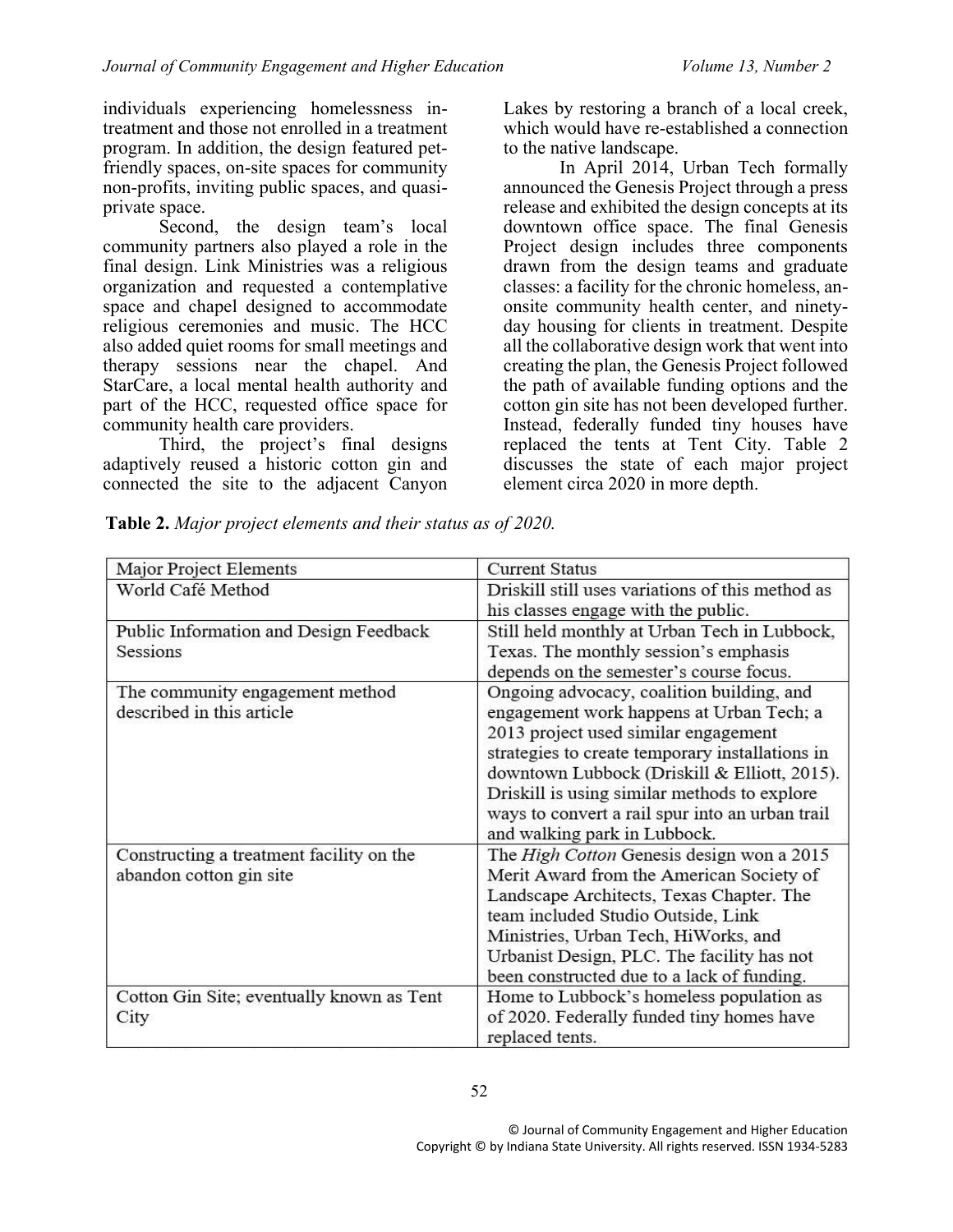individuals experiencing homelessness in-treatment and those not enrolled in a treatment program. In addition, the design featured pet-friendly spaces, on-site spaces for community non-profits, inviting public spaces, and quasi-private space.

Second, the design team's local community partners also played a role in the final design. Link Ministries was a religious organization and requested a contemplative space and chapel designed to accommodate religious ceremonies and music. The HCC also added quiet rooms for small meetings and therapy sessions near the chapel. And StarCare, a local mental health authority and part of the HCC, requested office space for community health care providers.

Third, the project's final designs adaptively reused a historic cotton gin and connected the site to the adjacent Canyon Lakes by restoring a branch of a local creek, which would have re-established a connection to the native landscape.

In April 2014, Urban Tech formally announced the Genesis Project through a press release and exhibited the design concepts at its downtown office space. The final Genesis Project design includes three components drawn from the design teams and graduate classes: a facility for the chronic homeless, an-onsite community health center, and ninety-day housing for clients in treatment. Despite all the collaborative design work that went into creating the plan, the Genesis Project followed the path of available funding options and the cotton gin site has not been developed further. Instead, federally funded tiny houses have replaced the tents at Tent City. Table 2 discusses the state of each major project element circa 2020 in more depth.

**Table 2.** *Major project elements and their status as of 2020.*

| Major Project Elements | Current Status |
|---|---|
| World Café Method | Driskill still uses variations of this method as his classes engage with the public. |
| Public Information and Design Feedback Sessions | Still held monthly at Urban Tech in Lubbock, Texas. The monthly session's emphasis depends on the semester's course focus. |
| The community engagement method described in this article | Ongoing advocacy, coalition building, and engagement work happens at Urban Tech; a 2013 project used similar engagement strategies to create temporary installations in downtown Lubbock (Driskill & Elliott, 2015). Driskill is using similar methods to explore ways to convert a rail spur into an urban trail and walking park in Lubbock. |
| Constructing a treatment facility on the abandon cotton gin site | The *High Cotton* Genesis design won a 2015 Merit Award from the American Society of Landscape Architects, Texas Chapter. The team included Studio Outside, Link Ministries, Urban Tech, HiWorks, and Urbanist Design, PLC. The facility has not been constructed due to a lack of funding. |
| Cotton Gin Site; eventually known as Tent City | Home to Lubbock's homeless population as of 2020. Federally funded tiny homes have replaced tents. |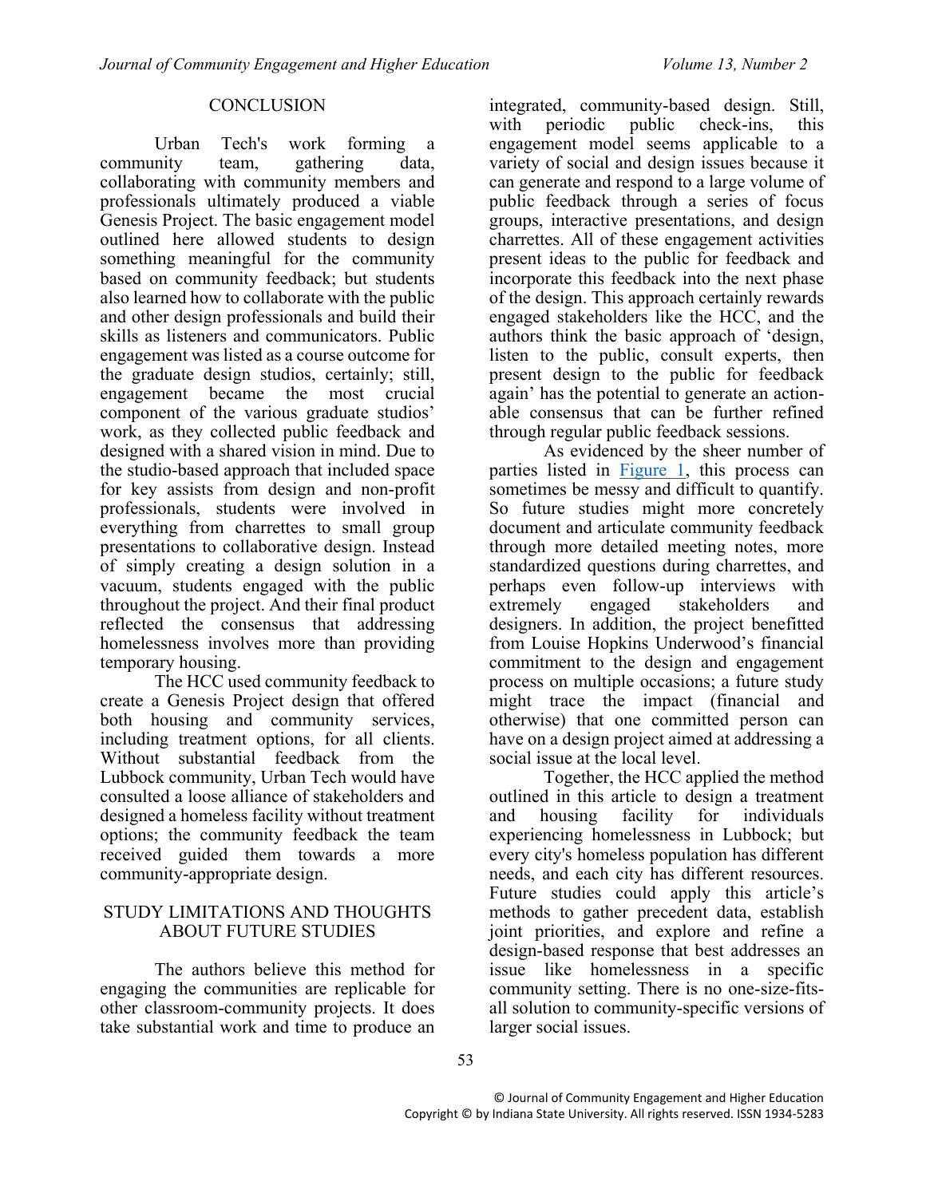## CONCLUSION

Urban Tech's work forming a community team, gathering data, collaborating with community members and professionals ultimately produced a viable Genesis Project. The basic engagement model outlined here allowed students to design something meaningful for the community based on community feedback; but students also learned how to collaborate with the public and other design professionals and build their skills as listeners and communicators. Public engagement was listed as a course outcome for the graduate design studios, certainly; still, engagement became the most crucial component of the various graduate studios' work, as they collected public feedback and designed with a shared vision in mind. Due to the studio-based approach that included space for key assists from design and non-profit professionals, students were involved in everything from charrettes to small group presentations to collaborative design. Instead of simply creating a design solution in a vacuum, students engaged with the public throughout the project. And their final product reflected the consensus that addressing homelessness involves more than providing temporary housing.

The HCC used community feedback to create a Genesis Project design that offered both housing and community services, including treatment options, for all clients. Without substantial feedback from the Lubbock community, Urban Tech would have consulted a loose alliance of stakeholders and designed a homeless facility without treatment options; the community feedback the team received guided them towards a more community-appropriate design.

## STUDY LIMITATIONS AND THOUGHTS ABOUT FUTURE STUDIES

The authors believe this method for engaging the communities are replicable for other classroom-community projects. It does take substantial work and time to produce an integrated, community-based design. Still, with periodic public check-ins, this engagement model seems applicable to a variety of social and design issues because it can generate and respond to a large volume of public feedback through a series of focus groups, interactive presentations, and design charrettes. All of these engagement activities present ideas to the public for feedback and incorporate this feedback into the next phase of the design. This approach certainly rewards engaged stakeholders like the HCC, and the authors think the basic approach of 'design, listen to the public, consult experts, then present design to the public for feedback again' has the potential to generate an action-able consensus that can be further refined through regular public feedback sessions.

As evidenced by the sheer number of parties listed in Figure 1, this process can sometimes be messy and difficult to quantify. So future studies might more concretely document and articulate community feedback through more detailed meeting notes, more standardized questions during charrettes, and perhaps even follow-up interviews with extremely engaged stakeholders and designers. In addition, the project benefitted from Louise Hopkins Underwood's financial commitment to the design and engagement process on multiple occasions; a future study might trace the impact (financial and otherwise) that one committed person can have on a design project aimed at addressing a social issue at the local level.

Together, the HCC applied the method outlined in this article to design a treatment and housing facility for individuals experiencing homelessness in Lubbock; but every city's homeless population has different needs, and each city has different resources. Future studies could apply this article's methods to gather precedent data, establish joint priorities, and explore and refine a design-based response that best addresses an issue like homelessness in a specific community setting. There is no one-size-fits-all solution to community-specific versions of larger social issues.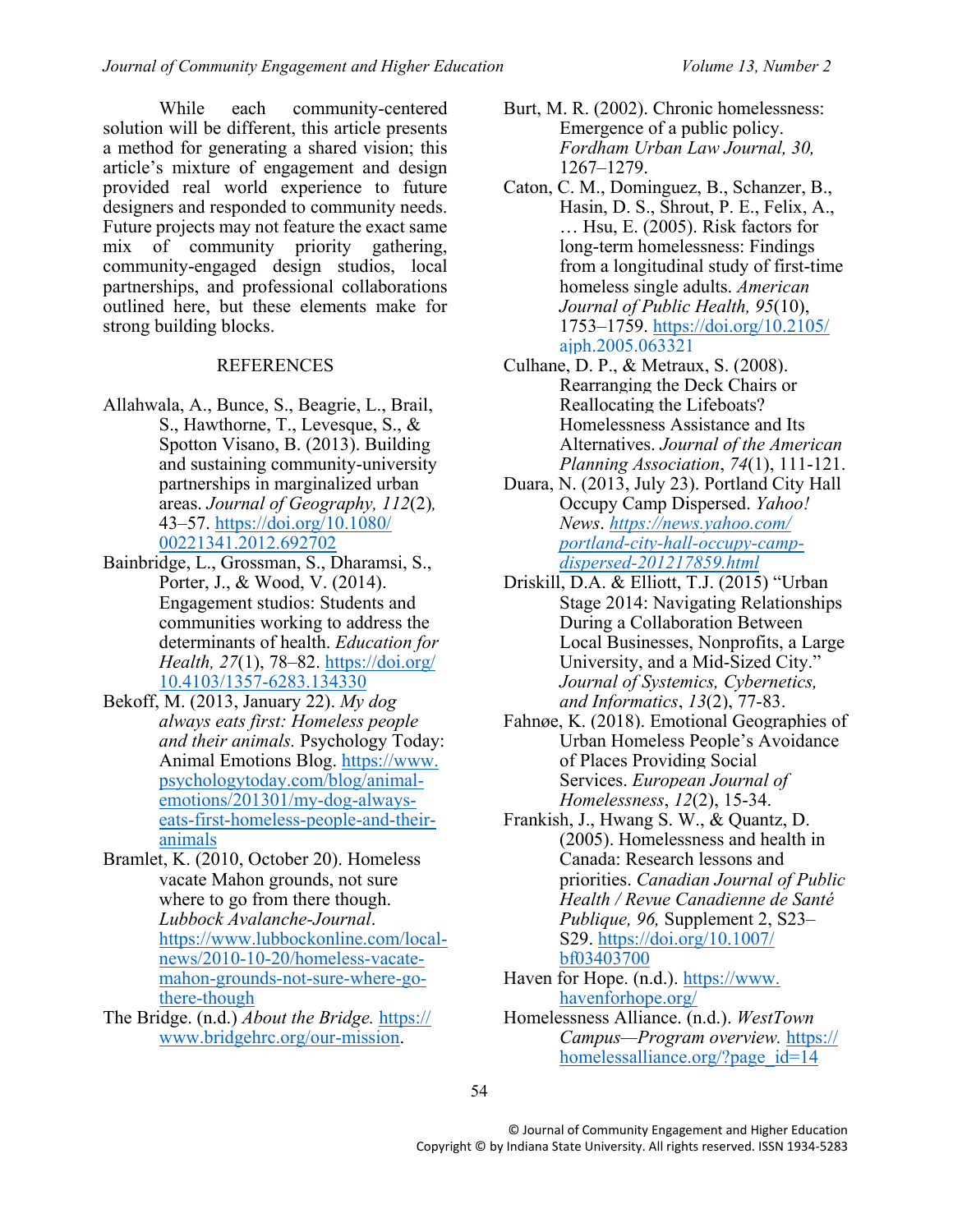While each community-centered solution will be different, this article presents a method for generating a shared vision; this article's mixture of engagement and design provided real world experience to future designers and responded to community needs. Future projects may not feature the exact same mix of community priority gathering, community-engaged design studios, local partnerships, and professional collaborations outlined here, but these elements make for strong building blocks.

## REFERENCES

Allahwala, A., Bunce, S., Beagrie, L., Brail, S., Hawthorne, T., Levesque, S., & Spotton Visano, B. (2013). Building and sustaining community-university partnerships in marginalized urban areas. *Journal of Geography, 112*(2), 43–57. https://doi.org/10.1080/00221341.2012.692702

Bainbridge, L., Grossman, S., Dharamsi, S., Porter, J., & Wood, V. (2014). Engagement studios: Students and communities working to address the determinants of health. *Education for Health, 27*(1), 78–82. https://doi.org/10.4103/1357-6283.134330

Bekoff, M. (2013, January 22). *My dog always eats first: Homeless people and their animals.* Psychology Today: Animal Emotions Blog. https://www.psychologytoday.com/blog/animal-emotions/201301/my-dog-always-eats-first-homeless-people-and-their-animals

Bramlet, K. (2010, October 20). Homeless vacate Mahon grounds, not sure where to go from there though. *Lubbock Avalanche-Journal*. https://www.lubbockonline.com/local-news/2010-10-20/homeless-vacate-mahon-grounds-not-sure-where-go-there-though

The Bridge. (n.d.) *About the Bridge.* https://www.bridgehrc.org/our-mission.

Burt, M. R. (2002). Chronic homelessness: Emergence of a public policy. *Fordham Urban Law Journal, 30,* 1267–1279.

Caton, C. M., Dominguez, B., Schanzer, B., Hasin, D. S., Shrout, P. E., Felix, A., … Hsu, E. (2005). Risk factors for long-term homelessness: Findings from a longitudinal study of first-time homeless single adults. *American Journal of Public Health, 95*(10), 1753–1759. https://doi.org/10.2105/ajph.2005.063321

Culhane, D. P., & Metraux, S. (2008). Rearranging the Deck Chairs or Reallocating the Lifeboats? Homelessness Assistance and Its Alternatives. *Journal of the American Planning Association*, *74*(1), 111-121.

Duara, N. (2013, July 23). Portland City Hall Occupy Camp Dispersed. *Yahoo! News*. *https://news.yahoo.com/portland-city-hall-occupy-camp-dispersed-201217859.html*

Driskill, D.A. & Elliott, T.J. (2015) "Urban Stage 2014: Navigating Relationships During a Collaboration Between Local Businesses, Nonprofits, a Large University, and a Mid-Sized City." *Journal of Systemics, Cybernetics, and Informatics*, *13*(2), 77-83.

Fahnøe, K. (2018). Emotional Geographies of Urban Homeless People's Avoidance of Places Providing Social Services. *European Journal of Homelessness*, *12*(2), 15-34.

Frankish, J., Hwang S. W., & Quantz, D. (2005). Homelessness and health in Canada: Research lessons and priorities. *Canadian Journal of Public Health / Revue Canadienne de Santé Publique, 96,* Supplement 2, S23–S29. https://doi.org/10.1007/bf03403700

Haven for Hope. (n.d.). https://www.havenforhope.org/

Homelessness Alliance. (n.d.). *WestTown Campus—Program overview.* https://homelessalliance.org/?page_id=14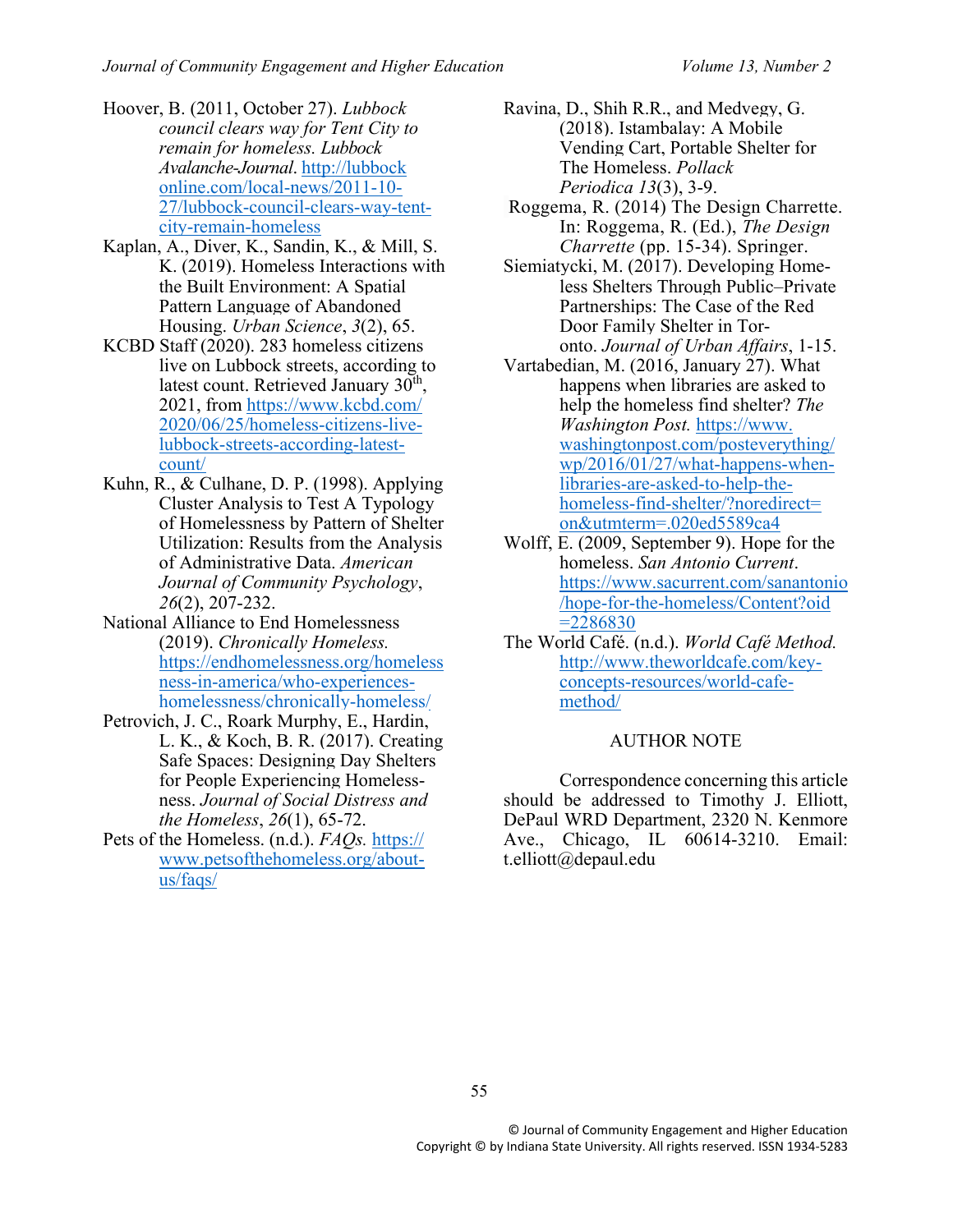Hoover, B. (2011, October 27). *Lubbock council clears way for Tent City to remain for homeless. Lubbock Avalanche-Journal*. http://lubbockonline.com/local-news/2011-10-27/lubbock-council-clears-way-tent-city-remain-homeless

Kaplan, A., Diver, K., Sandin, K., & Mill, S. K. (2019). Homeless Interactions with the Built Environment: A Spatial Pattern Language of Abandoned Housing. *Urban Science*, *3*(2), 65.

KCBD Staff (2020). 283 homeless citizens live on Lubbock streets, according to latest count. Retrieved January 30th, 2021, from https://www.kcbd.com/2020/06/25/homeless-citizens-live-lubbock-streets-according-latest-count/

Kuhn, R., & Culhane, D. P. (1998). Applying Cluster Analysis to Test A Typology of Homelessness by Pattern of Shelter Utilization: Results from the Analysis of Administrative Data. *American Journal of Community Psychology*, *26*(2), 207-232.

National Alliance to End Homelessness (2019). *Chronically Homeless.* https://endhomelessness.org/homelessness-in-america/who-experiences-homelessness/chronically-homeless/

Petrovich, J. C., Roark Murphy, E., Hardin, L. K., & Koch, B. R. (2017). Creating Safe Spaces: Designing Day Shelters for People Experiencing Homelessness. *Journal of Social Distress and the Homeless*, *26*(1), 65-72.

Pets of the Homeless. (n.d.). *FAQs.* https://www.petsofthehomeless.org/about-us/faqs/

Ravina, D., Shih R.R., and Medvegy, G. (2018). Istambalay: A Mobile Vending Cart, Portable Shelter for The Homeless. *Pollack Periodica 13*(3), 3-9.

Roggema, R. (2014) The Design Charrette. In: Roggema, R. (Ed.), *The Design Charrette* (pp. 15-34). Springer.

Siemiatycki, M. (2017). Developing Homeless Shelters Through Public–Private Partnerships: The Case of the Red Door Family Shelter in Toronto. *Journal of Urban Affairs*, 1-15.

Vartabedian, M. (2016, January 27). What happens when libraries are asked to help the homeless find shelter? *The Washington Post.* https://www.washingtonpost.com/posteverything/wp/2016/01/27/what-happens-when-libraries-are-asked-to-help-the-homeless-find-shelter/?noredirect=on&utmterm=.020ed5589ca4

Wolff, E. (2009, September 9). Hope for the homeless. *San Antonio Current*. https://www.sacurrent.com/sanantonio/hope-for-the-homeless/Content?oid=2286830

The World Café. (n.d.). *World Café Method.* http://www.theworldcafe.com/key-concepts-resources/world-cafe-method/

## AUTHOR NOTE

Correspondence concerning this article should be addressed to Timothy J. Elliott, DePaul WRD Department, 2320 N. Kenmore Ave., Chicago, IL 60614-3210. Email: t.elliott@depaul.edu